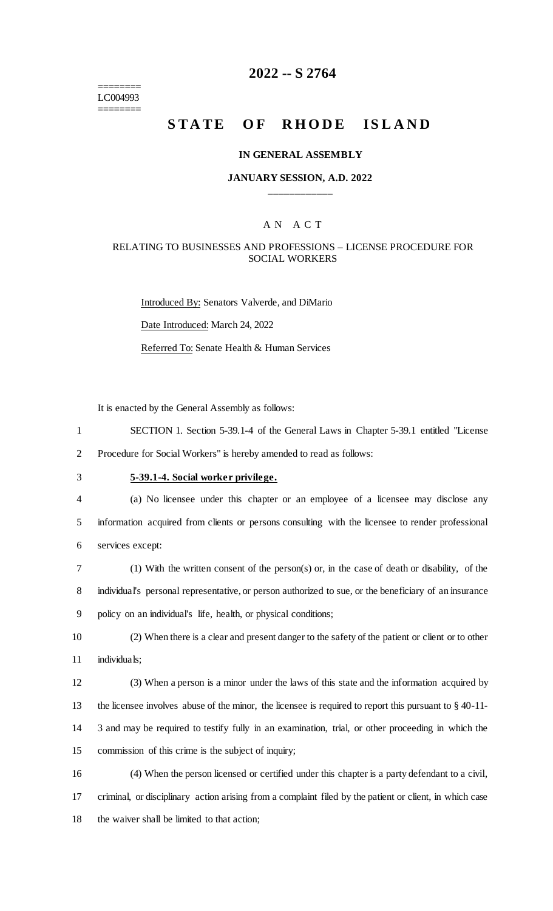========
LC004993
========

# 2022 -- S 2764

## STATE OF RHODE ISLAND

### IN GENERAL ASSEMBLY

### JANUARY SESSION, A.D. 2022

\_\_\_\_\_\_\_\_\_\_\_\_

A N A C T

RELATING TO BUSINESSES AND PROFESSIONS – LICENSE PROCEDURE FOR SOCIAL WORKERS

Introduced By: Senators Valverde, and DiMario

Date Introduced: March 24, 2022

Referred To: Senate Health & Human Services

It is enacted by the General Assembly as follows:

1 SECTION 1. Section 5-39.1-4 of the General Laws in Chapter 5-39.1 entitled "License
2 Procedure for Social Workers" is hereby amended to read as follows:

3 **5-39.1-4. Social worker privilege.**

4 (a) No licensee under this chapter or an employee of a licensee may disclose any
5 information acquired from clients or persons consulting with the licensee to render professional
6 services except:

7 (1) With the written consent of the person(s) or, in the case of death or disability, of the
8 individual's personal representative, or person authorized to sue, or the beneficiary of an insurance
9 policy on an individual's life, health, or physical conditions;

10 (2) When there is a clear and present danger to the safety of the patient or client or to other
11 individuals;

12 (3) When a person is a minor under the laws of this state and the information acquired by
13 the licensee involves abuse of the minor, the licensee is required to report this pursuant to § 40-11-
14 3 and may be required to testify fully in an examination, trial, or other proceeding in which the
15 commission of this crime is the subject of inquiry;

16 (4) When the person licensed or certified under this chapter is a party defendant to a civil,
17 criminal, or disciplinary action arising from a complaint filed by the patient or client, in which case
18 the waiver shall be limited to that action;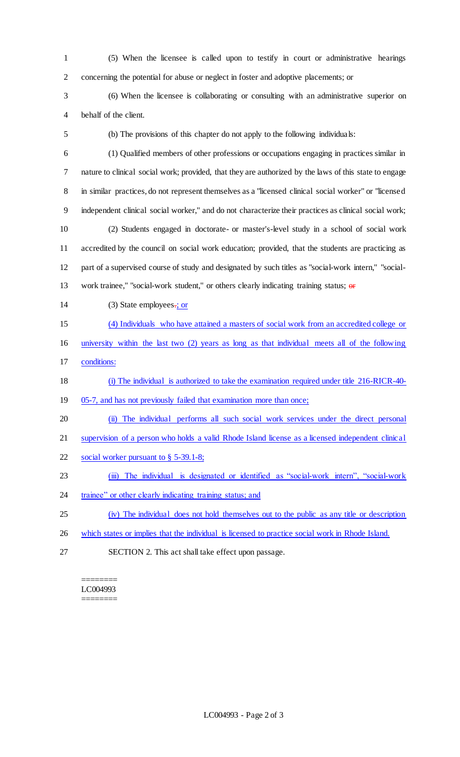(5) When the licensee is called upon to testify in court or administrative hearings concerning the potential for abuse or neglect in foster and adoptive placements; or

(6) When the licensee is collaborating or consulting with an administrative superior on behalf of the client.

(b) The provisions of this chapter do not apply to the following individuals:

(1) Qualified members of other professions or occupations engaging in practices similar in nature to clinical social work; provided, that they are authorized by the laws of this state to engage in similar practices, do not represent themselves as a "licensed clinical social worker" or "licensed independent clinical social worker," and do not characterize their practices as clinical social work;

(2) Students engaged in doctorate- or master's-level study in a school of social work accredited by the council on social work education; provided, that the students are practicing as part of a supervised course of study and designated by such titles as "social-work intern," "social-work trainee," "social-work student," or others clearly indicating training status; ~~or~~

(3) State employees~~.~~; or

(4) Individuals who have attained a masters of social work from an accredited college or university within the last two (2) years as long as that individual meets all of the following conditions:

(i) The individual is authorized to take the examination required under title 216-RICR-40-05-7, and has not previously failed that examination more than once;

(ii) The individual performs all such social work services under the direct personal supervision of a person who holds a valid Rhode Island license as a licensed independent clinical social worker pursuant to § 5-39.1-8;

(iii) The individual is designated or identified as "social-work intern", "social-work trainee" or other clearly indicating training status; and

(iv) The individual does not hold themselves out to the public as any title or description which states or implies that the individual is licensed to practice social work in Rhode Island.

SECTION 2. This act shall take effect upon passage.

========
LC004993
========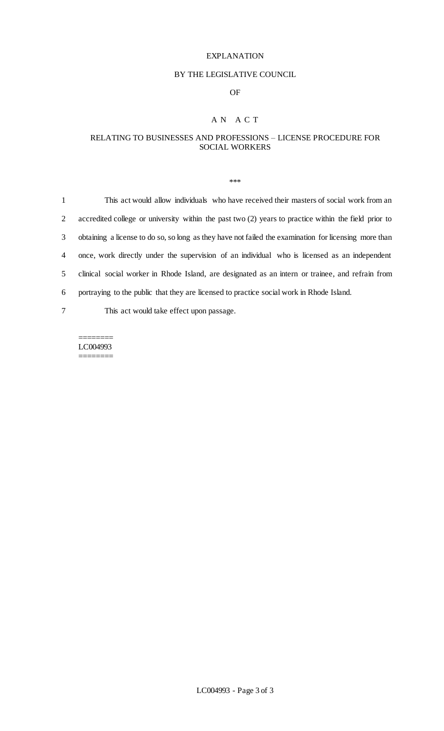EXPLANATION

BY THE LEGISLATIVE COUNCIL

OF

# A N A C T

## RELATING TO BUSINESSES AND PROFESSIONS – LICENSE PROCEDURE FOR SOCIAL WORKERS

\*\*\*

This act would allow individuals who have received their masters of social work from an accredited college or university within the past two (2) years to practice within the field prior to obtaining a license to do so, so long as they have not failed the examination for licensing more than once, work directly under the supervision of an individual who is licensed as an independent clinical social worker in Rhode Island, are designated as an intern or trainee, and refrain from portraying to the public that they are licensed to practice social work in Rhode Island.

This act would take effect upon passage.

========
LC004993
========